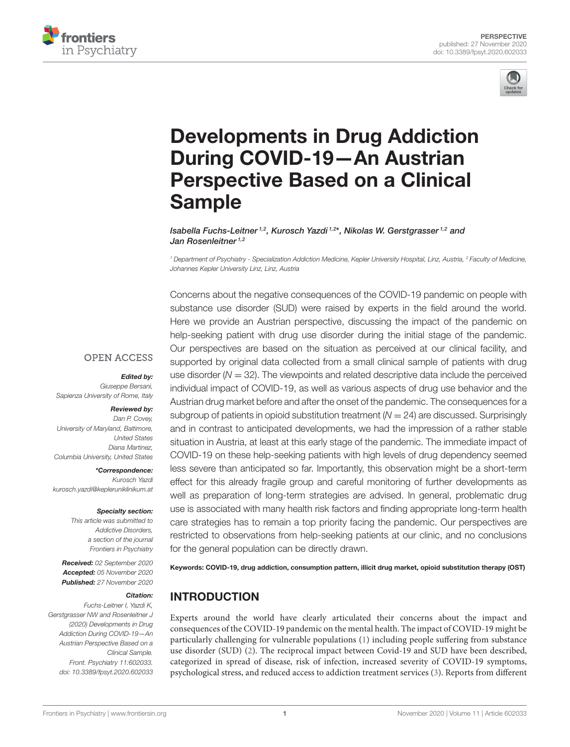PERSPECTIVE
published: 27 November 2020
doi: 10.3389/fpsyt.2020.602033

# Developments in Drug Addiction During COVID-19—An Austrian Perspective Based on a Clinical Sample

*Isabella Fuchs-Leitner[1,2], Kurosch Yazdi[1,2*], Nikolas W. Gerstgrasser[1,2] and Jan Rosenleitner[1,2]*

[1] Department of Psychiatry - Specialization Addiction Medicine, Kepler University Hospital, Linz, Austria, [2] Faculty of Medicine, Johannes Kepler University Linz, Linz, Austria

Concerns about the negative consequences of the COVID-19 pandemic on people with substance use disorder (SUD) were raised by experts in the field around the world. Here we provide an Austrian perspective, discussing the impact of the pandemic on help-seeking patient with drug use disorder during the initial stage of the pandemic. Our perspectives are based on the situation as perceived at our clinical facility, and supported by original data collected from a small clinical sample of patients with drug use disorder ($N = 32$). The viewpoints and related descriptive data include the perceived individual impact of COVID-19, as well as various aspects of drug use behavior and the Austrian drug market before and after the onset of the pandemic. The consequences for a subgroup of patients in opioid substitution treatment ($N = 24$) are discussed. Surprisingly and in contrast to anticipated developments, we had the impression of a rather stable situation in Austria, at least at this early stage of the pandemic. The immediate impact of COVID-19 on these help-seeking patients with high levels of drug dependency seemed less severe than anticipated so far. Importantly, this observation might be a short-term effect for this already fragile group and careful monitoring of further developments as well as preparation of long-term strategies are advised. In general, problematic drug use is associated with many health risk factors and finding appropriate long-term health care strategies has to remain a top priority facing the pandemic. Our perspectives are restricted to observations from help-seeking patients at our clinic, and no conclusions for the general population can be directly drawn.

**Keywords: COVID-19, drug addiction, consumption pattern, illicit drug market, opioid substitution therapy (OST)**

OPEN ACCESS

***Edited by:***
*Giuseppe Bersani,*
*Sapienza University of Rome, Italy*

***Reviewed by:***
*Dan P. Covey,*
*University of Maryland, Baltimore, United States*
*Diana Martinez,*
*Columbia University, United States*

***\*Correspondence:***
*Kurosch Yazdi*
*kurosch.yazdi@kepleruniklinikum.at*

***Specialty section:***
*This article was submitted to Addictive Disorders, a section of the journal Frontiers in Psychiatry*

***Received:** 02 September 2020*
***Accepted:** 05 November 2020*
***Published:** 27 November 2020*

***Citation:***
*Fuchs-Leitner I, Yazdi K, Gerstgrasser NW and Rosenleitner J (2020) Developments in Drug Addiction During COVID-19—An Austrian Perspective Based on a Clinical Sample. Front. Psychiatry 11:602033. doi: 10.3389/fpsyt.2020.602033*

## INTRODUCTION

Experts around the world have clearly articulated their concerns about the impact and consequences of the COVID-19 pandemic on the mental health. The impact of COVID-19 might be particularly challenging for vulnerable populations (1) including people suffering from substance use disorder (SUD) (2). The reciprocal impact between Covid-19 and SUD have been described, categorized in spread of disease, risk of infection, increased severity of COVID-19 symptoms, psychological stress, and reduced access to addiction treatment services (3). Reports from different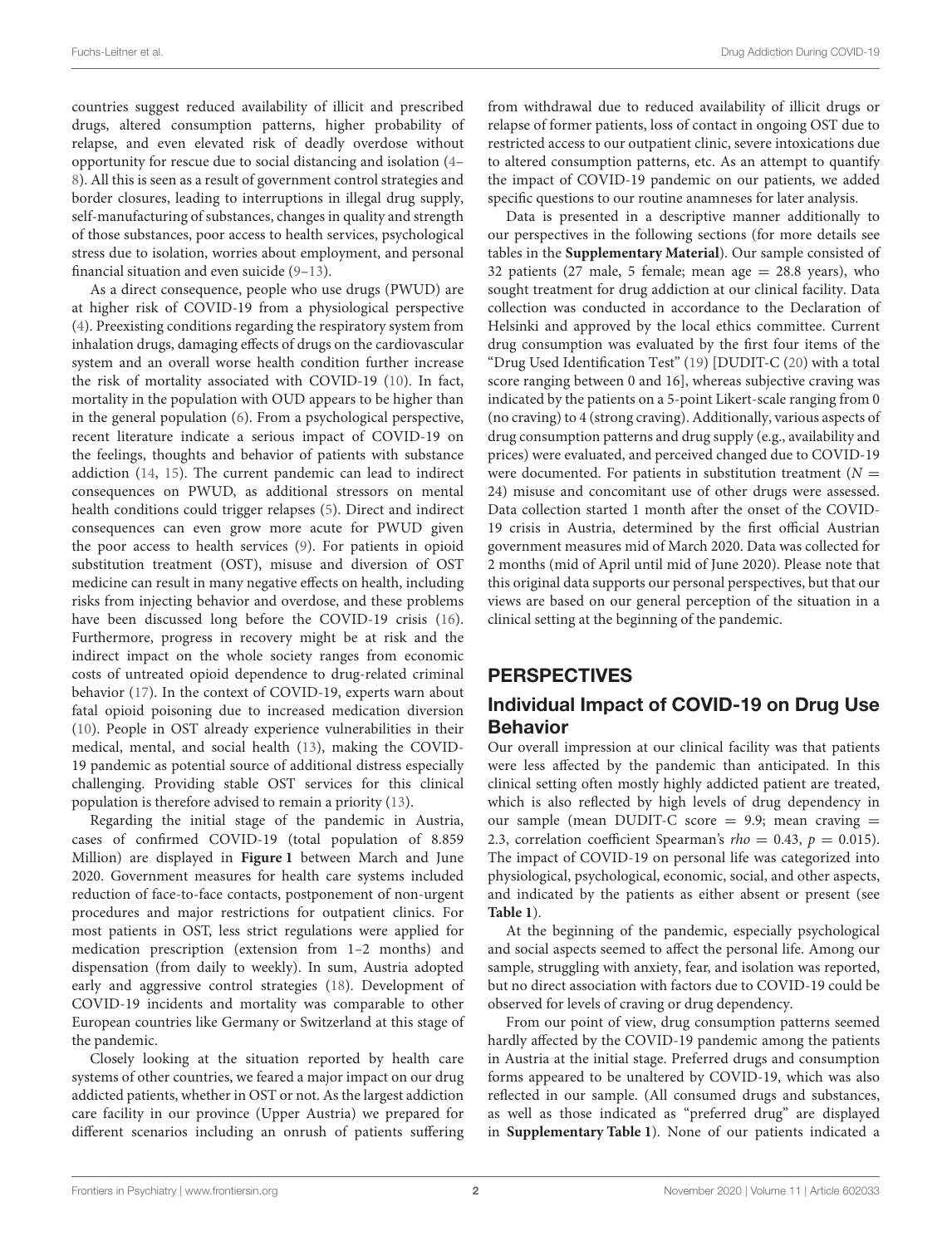countries suggest reduced availability of illicit and prescribed drugs, altered consumption patterns, higher probability of relapse, and even elevated risk of deadly overdose without opportunity for rescue due to social distancing and isolation (4–8). All this is seen as a result of government control strategies and border closures, leading to interruptions in illegal drug supply, self-manufacturing of substances, changes in quality and strength of those substances, poor access to health services, psychological stress due to isolation, worries about employment, and personal financial situation and even suicide (9–13).

As a direct consequence, people who use drugs (PWUD) are at higher risk of COVID-19 from a physiological perspective (4). Preexisting conditions regarding the respiratory system from inhalation drugs, damaging effects of drugs on the cardiovascular system and an overall worse health condition further increase the risk of mortality associated with COVID-19 (10). In fact, mortality in the population with OUD appears to be higher than in the general population (6). From a psychological perspective, recent literature indicate a serious impact of COVID-19 on the feelings, thoughts and behavior of patients with substance addiction (14, 15). The current pandemic can lead to indirect consequences on PWUD, as additional stressors on mental health conditions could trigger relapses (5). Direct and indirect consequences can even grow more acute for PWUD given the poor access to health services (9). For patients in opioid substitution treatment (OST), misuse and diversion of OST medicine can result in many negative effects on health, including risks from injecting behavior and overdose, and these problems have been discussed long before the COVID-19 crisis (16). Furthermore, progress in recovery might be at risk and the indirect impact on the whole society ranges from economic costs of untreated opioid dependence to drug-related criminal behavior (17). In the context of COVID-19, experts warn about fatal opioid poisoning due to increased medication diversion (10). People in OST already experience vulnerabilities in their medical, mental, and social health (13), making the COVID-19 pandemic as potential source of additional distress especially challenging. Providing stable OST services for this clinical population is therefore advised to remain a priority (13).

Regarding the initial stage of the pandemic in Austria, cases of confirmed COVID-19 (total population of 8.859 Million) are displayed in **Figure 1** between March and June 2020. Government measures for health care systems included reduction of face-to-face contacts, postponement of non-urgent procedures and major restrictions for outpatient clinics. For most patients in OST, less strict regulations were applied for medication prescription (extension from 1–2 months) and dispensation (from daily to weekly). In sum, Austria adopted early and aggressive control strategies (18). Development of COVID-19 incidents and mortality was comparable to other European countries like Germany or Switzerland at this stage of the pandemic.

Closely looking at the situation reported by health care systems of other countries, we feared a major impact on our drug addicted patients, whether in OST or not. As the largest addiction care facility in our province (Upper Austria) we prepared for different scenarios including an onrush of patients suffering from withdrawal due to reduced availability of illicit drugs or relapse of former patients, loss of contact in ongoing OST due to restricted access to our outpatient clinic, severe intoxications due to altered consumption patterns, etc. As an attempt to quantify the impact of COVID-19 pandemic on our patients, we added specific questions to our routine anamneses for later analysis.

Data is presented in a descriptive manner additionally to our perspectives in the following sections (for more details see tables in the **Supplementary Material**). Our sample consisted of 32 patients (27 male, 5 female; mean age = 28.8 years), who sought treatment for drug addiction at our clinical facility. Data collection was conducted in accordance to the Declaration of Helsinki and approved by the local ethics committee. Current drug consumption was evaluated by the first four items of the "Drug Used Identification Test" (19) [DUDIT-C (20) with a total score ranging between 0 and 16], whereas subjective craving was indicated by the patients on a 5-point Likert-scale ranging from 0 (no craving) to 4 (strong craving). Additionally, various aspects of drug consumption patterns and drug supply (e.g., availability and prices) were evaluated, and perceived changed due to COVID-19 were documented. For patients in substitution treatment ($N$ = 24) misuse and concomitant use of other drugs were assessed. Data collection started 1 month after the onset of the COVID-19 crisis in Austria, determined by the first official Austrian government measures mid of March 2020. Data was collected for 2 months (mid of April until mid of June 2020). Please note that this original data supports our personal perspectives, but that our views are based on our general perception of the situation in a clinical setting at the beginning of the pandemic.

## PERSPECTIVES

### Individual Impact of COVID-19 on Drug Use Behavior

Our overall impression at our clinical facility was that patients were less affected by the pandemic than anticipated. In this clinical setting often mostly highly addicted patient are treated, which is also reflected by high levels of drug dependency in our sample (mean DUDIT-C score = 9.9; mean craving = 2.3, correlation coefficient Spearman's $rho$ = 0.43, $p$ = 0.015). The impact of COVID-19 on personal life was categorized into physiological, psychological, economic, social, and other aspects, and indicated by the patients as either absent or present (see **Table 1**).

At the beginning of the pandemic, especially psychological and social aspects seemed to affect the personal life. Among our sample, struggling with anxiety, fear, and isolation was reported, but no direct association with factors due to COVID-19 could be observed for levels of craving or drug dependency.

From our point of view, drug consumption patterns seemed hardly affected by the COVID-19 pandemic among the patients in Austria at the initial stage. Preferred drugs and consumption forms appeared to be unaltered by COVID-19, which was also reflected in our sample. (All consumed drugs and substances, as well as those indicated as "preferred drug" are displayed in **Supplementary Table 1**). None of our patients indicated a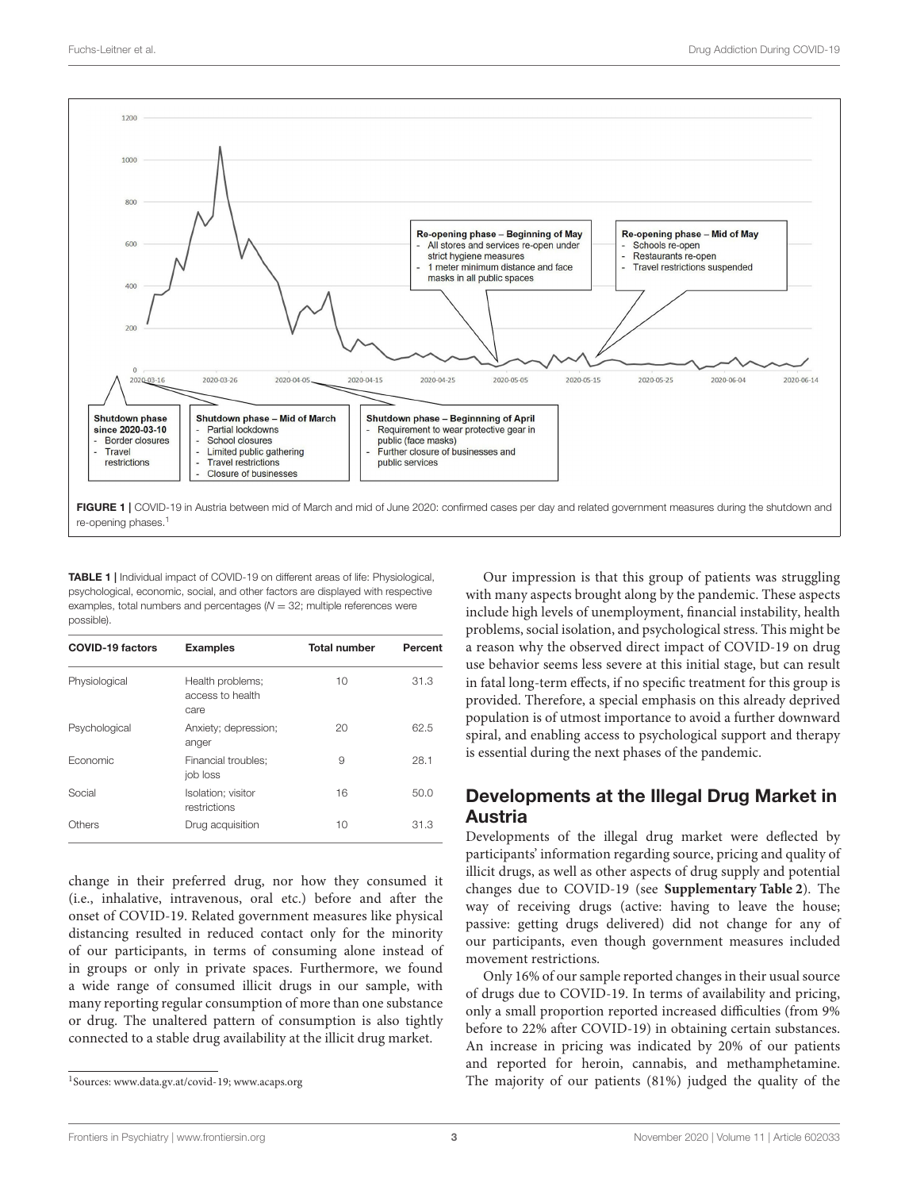FIGURE 1 | COVID-19 in Austria between mid of March and mid of June 2020: confirmed cases per day and related government measures during the shutdown and re-opening phases.[1]

TABLE 1 | Individual impact of COVID-19 on different areas of life: Physiological, psychological, economic, social, and other factors are displayed with respective examples, total numbers and percentages ($N = 32$; multiple references were possible).

| COVID-19 factors | Examples | Total number | Percent |
|---|---|---|---|
| Physiological | Health problems; access to health care | 10 | 31.3 |
| Psychological | Anxiety; depression; anger | 20 | 62.5 |
| Economic | Financial troubles; job loss | 9 | 28.1 |
| Social | Isolation; visitor restrictions | 16 | 50.0 |
| Others | Drug acquisition | 10 | 31.3 |

change in their preferred drug, nor how they consumed it (i.e., inhalative, intravenous, oral etc.) before and after the onset of COVID-19. Related government measures like physical distancing resulted in reduced contact only for the minority of our participants, in terms of consuming alone instead of in groups or only in private spaces. Furthermore, we found a wide range of consumed illicit drugs in our sample, with many reporting regular consumption of more than one substance or drug. The unaltered pattern of consumption is also tightly connected to a stable drug availability at the illicit drug market.

[1]Sources: www.data.gv.at/covid-19; www.acaps.org

Our impression is that this group of patients was struggling with many aspects brought along by the pandemic. These aspects include high levels of unemployment, financial instability, health problems, social isolation, and psychological stress. This might be a reason why the observed direct impact of COVID-19 on drug use behavior seems less severe at this initial stage, but can result in fatal long-term effects, if no specific treatment for this group is provided. Therefore, a special emphasis on this already deprived population is of utmost importance to avoid a further downward spiral, and enabling access to psychological support and therapy is essential during the next phases of the pandemic.

## Developments at the Illegal Drug Market in Austria

Developments of the illegal drug market were deflected by participants' information regarding source, pricing and quality of illicit drugs, as well as other aspects of drug supply and potential changes due to COVID-19 (see **Supplementary Table 2**). The way of receiving drugs (active: having to leave the house; passive: getting drugs delivered) did not change for any of our participants, even though government measures included movement restrictions.

Only 16% of our sample reported changes in their usual source of drugs due to COVID-19. In terms of availability and pricing, only a small proportion reported increased difficulties (from 9% before to 22% after COVID-19) in obtaining certain substances. An increase in pricing was indicated by 20% of our patients and reported for heroin, cannabis, and methamphetamine. The majority of our patients (81%) judged the quality of the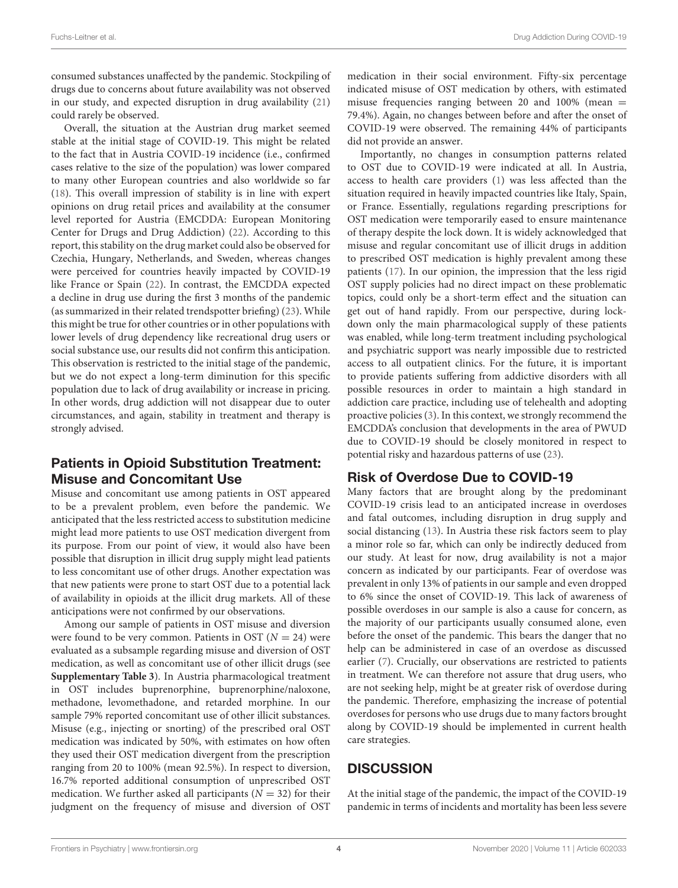consumed substances unaffected by the pandemic. Stockpiling of drugs due to concerns about future availability was not observed in our study, and expected disruption in drug availability (21) could rarely be observed.

Overall, the situation at the Austrian drug market seemed stable at the initial stage of COVID-19. This might be related to the fact that in Austria COVID-19 incidence (i.e., confirmed cases relative to the size of the population) was lower compared to many other European countries and also worldwide so far (18). This overall impression of stability is in line with expert opinions on drug retail prices and availability at the consumer level reported for Austria (EMCDDA: European Monitoring Center for Drugs and Drug Addiction) (22). According to this report, this stability on the drug market could also be observed for Czechia, Hungary, Netherlands, and Sweden, whereas changes were perceived for countries heavily impacted by COVID-19 like France or Spain (22). In contrast, the EMCDDA expected a decline in drug use during the first 3 months of the pandemic (as summarized in their related trendspotter briefing) (23). While this might be true for other countries or in other populations with lower levels of drug dependency like recreational drug users or social substance use, our results did not confirm this anticipation. This observation is restricted to the initial stage of the pandemic, but we do not expect a long-term diminution for this specific population due to lack of drug availability or increase in pricing. In other words, drug addiction will not disappear due to outer circumstances, and again, stability in treatment and therapy is strongly advised.

## Patients in Opioid Substitution Treatment: Misuse and Concomitant Use

Misuse and concomitant use among patients in OST appeared to be a prevalent problem, even before the pandemic. We anticipated that the less restricted access to substitution medicine might lead more patients to use OST medication divergent from its purpose. From our point of view, it would also have been possible that disruption in illicit drug supply might lead patients to less concomitant use of other drugs. Another expectation was that new patients were prone to start OST due to a potential lack of availability in opioids at the illicit drug markets. All of these anticipations were not confirmed by our observations.

Among our sample of patients in OST misuse and diversion were found to be very common. Patients in OST ($N = 24$) were evaluated as a subsample regarding misuse and diversion of OST medication, as well as concomitant use of other illicit drugs (see **Supplementary Table 3**). In Austria pharmacological treatment in OST includes buprenorphine, buprenorphine/naloxone, methadone, levomethadone, and retarded morphine. In our sample 79% reported concomitant use of other illicit substances. Misuse (e.g., injecting or snorting) of the prescribed oral OST medication was indicated by 50%, with estimates on how often they used their OST medication divergent from the prescription ranging from 20 to 100% (mean 92.5%). In respect to diversion, 16.7% reported additional consumption of unprescribed OST medication. We further asked all participants ($N = 32$) for their judgment on the frequency of misuse and diversion of OST medication in their social environment. Fifty-six percentage indicated misuse of OST medication by others, with estimated misuse frequencies ranging between 20 and 100% (mean = 79.4%). Again, no changes between before and after the onset of COVID-19 were observed. The remaining 44% of participants did not provide an answer.

Importantly, no changes in consumption patterns related to OST due to COVID-19 were indicated at all. In Austria, access to health care providers (1) was less affected than the situation required in heavily impacted countries like Italy, Spain, or France. Essentially, regulations regarding prescriptions for OST medication were temporarily eased to ensure maintenance of therapy despite the lock down. It is widely acknowledged that misuse and regular concomitant use of illicit drugs in addition to prescribed OST medication is highly prevalent among these patients (17). In our opinion, the impression that the less rigid OST supply policies had no direct impact on these problematic topics, could only be a short-term effect and the situation can get out of hand rapidly. From our perspective, during lock-down only the main pharmacological supply of these patients was enabled, while long-term treatment including psychological and psychiatric support was nearly impossible due to restricted access to all outpatient clinics. For the future, it is important to provide patients suffering from addictive disorders with all possible resources in order to maintain a high standard in addiction care practice, including use of telehealth and adopting proactive policies (3). In this context, we strongly recommend the EMCDDA's conclusion that developments in the area of PWUD due to COVID-19 should be closely monitored in respect to potential risky and hazardous patterns of use (23).

## Risk of Overdose Due to COVID-19

Many factors that are brought along by the predominant COVID-19 crisis lead to an anticipated increase in overdoses and fatal outcomes, including disruption in drug supply and social distancing (13). In Austria these risk factors seem to play a minor role so far, which can only be indirectly deduced from our study. At least for now, drug availability is not a major concern as indicated by our participants. Fear of overdose was prevalent in only 13% of patients in our sample and even dropped to 6% since the onset of COVID-19. This lack of awareness of possible overdoses in our sample is also a cause for concern, as the majority of our participants usually consumed alone, even before the onset of the pandemic. This bears the danger that no help can be administered in case of an overdose as discussed earlier (7). Crucially, our observations are restricted to patients in treatment. We can therefore not assure that drug users, who are not seeking help, might be at greater risk of overdose during the pandemic. Therefore, emphasizing the increase of potential overdoses for persons who use drugs due to many factors brought along by COVID-19 should be implemented in current health care strategies.

# DISCUSSION

At the initial stage of the pandemic, the impact of the COVID-19 pandemic in terms of incidents and mortality has been less severe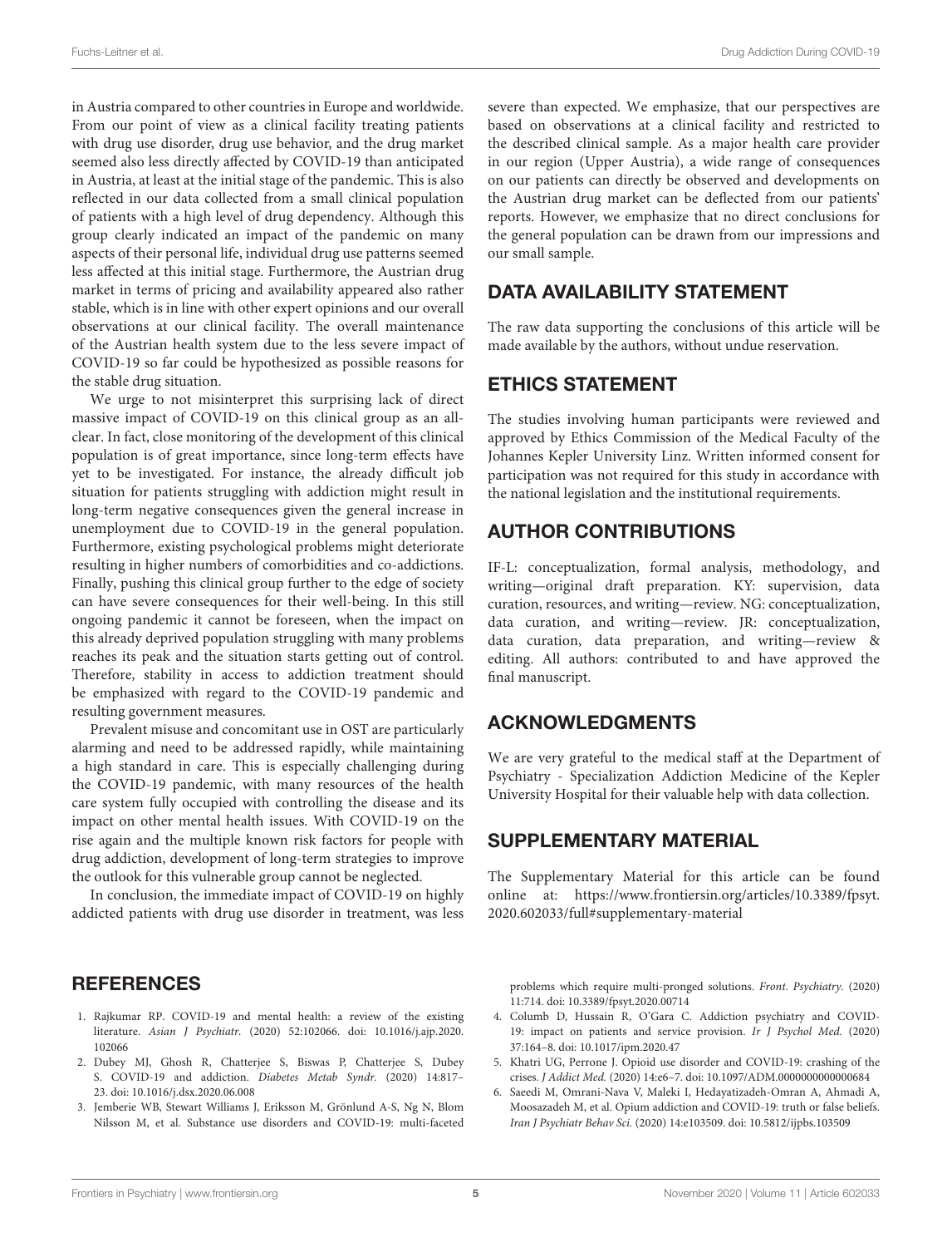in Austria compared to other countries in Europe and worldwide. From our point of view as a clinical facility treating patients with drug use disorder, drug use behavior, and the drug market seemed also less directly affected by COVID-19 than anticipated in Austria, at least at the initial stage of the pandemic. This is also reflected in our data collected from a small clinical population of patients with a high level of drug dependency. Although this group clearly indicated an impact of the pandemic on many aspects of their personal life, individual drug use patterns seemed less affected at this initial stage. Furthermore, the Austrian drug market in terms of pricing and availability appeared also rather stable, which is in line with other expert opinions and our overall observations at our clinical facility. The overall maintenance of the Austrian health system due to the less severe impact of COVID-19 so far could be hypothesized as possible reasons for the stable drug situation.

We urge to not misinterpret this surprising lack of direct massive impact of COVID-19 on this clinical group as an all-clear. In fact, close monitoring of the development of this clinical population is of great importance, since long-term effects have yet to be investigated. For instance, the already difficult job situation for patients struggling with addiction might result in long-term negative consequences given the general increase in unemployment due to COVID-19 in the general population. Furthermore, existing psychological problems might deteriorate resulting in higher numbers of comorbidities and co-addictions. Finally, pushing this clinical group further to the edge of society can have severe consequences for their well-being. In this still ongoing pandemic it cannot be foreseen, when the impact on this already deprived population struggling with many problems reaches its peak and the situation starts getting out of control. Therefore, stability in access to addiction treatment should be emphasized with regard to the COVID-19 pandemic and resulting government measures.

Prevalent misuse and concomitant use in OST are particularly alarming and need to be addressed rapidly, while maintaining a high standard in care. This is especially challenging during the COVID-19 pandemic, with many resources of the health care system fully occupied with controlling the disease and its impact on other mental health issues. With COVID-19 on the rise again and the multiple known risk factors for people with drug addiction, development of long-term strategies to improve the outlook for this vulnerable group cannot be neglected.

In conclusion, the immediate impact of COVID-19 on highly addicted patients with drug use disorder in treatment, was less severe than expected. We emphasize, that our perspectives are based on observations at a clinical facility and restricted to the described clinical sample. As a major health care provider in our region (Upper Austria), a wide range of consequences on our patients can directly be observed and developments on the Austrian drug market can be deflected from our patients' reports. However, we emphasize that no direct conclusions for the general population can be drawn from our impressions and our small sample.

## DATA AVAILABILITY STATEMENT

The raw data supporting the conclusions of this article will be made available by the authors, without undue reservation.

## ETHICS STATEMENT

The studies involving human participants were reviewed and approved by Ethics Commission of the Medical Faculty of the Johannes Kepler University Linz. Written informed consent for participation was not required for this study in accordance with the national legislation and the institutional requirements.

## AUTHOR CONTRIBUTIONS

IF-L: conceptualization, formal analysis, methodology, and writing—original draft preparation. KY: supervision, data curation, resources, and writing—review. NG: conceptualization, data curation, and writing—review. JR: conceptualization, data curation, data preparation, and writing—review & editing. All authors: contributed to and have approved the final manuscript.

## ACKNOWLEDGMENTS

We are very grateful to the medical staff at the Department of Psychiatry - Specialization Addiction Medicine of the Kepler University Hospital for their valuable help with data collection.

## SUPPLEMENTARY MATERIAL

The Supplementary Material for this article can be found online at: https://www.frontiersin.org/articles/10.3389/fpsyt.2020.602033/full#supplementary-material

## REFERENCES

1. Rajkumar RP. COVID-19 and mental health: a review of the existing literature. *Asian J Psychiatr.* (2020) 52:102066. doi: 10.1016/j.ajp.2020.102066
2. Dubey MJ, Ghosh R, Chatterjee S, Biswas P, Chatterjee S, Dubey S. COVID-19 and addiction. *Diabetes Metab Syndr.* (2020) 14:817–23. doi: 10.1016/j.dsx.2020.06.008
3. Jemberie WB, Stewart Williams J, Eriksson M, Grönlund A-S, Ng N, Blom Nilsson M, et al. Substance use disorders and COVID-19: multi-faceted problems which require multi-pronged solutions. *Front. Psychiatry.* (2020) 11:714. doi: 10.3389/fpsyt.2020.00714
4. Columb D, Hussain R, O'Gara C. Addiction psychiatry and COVID-19: impact on patients and service provision. *Ir J Psychol Med.* (2020) 37:164–8. doi: 10.1017/ipm.2020.47
5. Khatri UG, Perrone J. Opioid use disorder and COVID-19: crashing of the crises. *J Addict Med.* (2020) 14:e6–7. doi: 10.1097/ADM.0000000000000684
6. Saeedi M, Omrani-Nava V, Maleki I, Hedayatizadeh-Omran A, Ahmadi A, Moosazadeh M, et al. Opium addiction and COVID-19: truth or false beliefs. *Iran J Psychiatr Behav Sci.* (2020) 14:e103509. doi: 10.5812/ijpbs.103509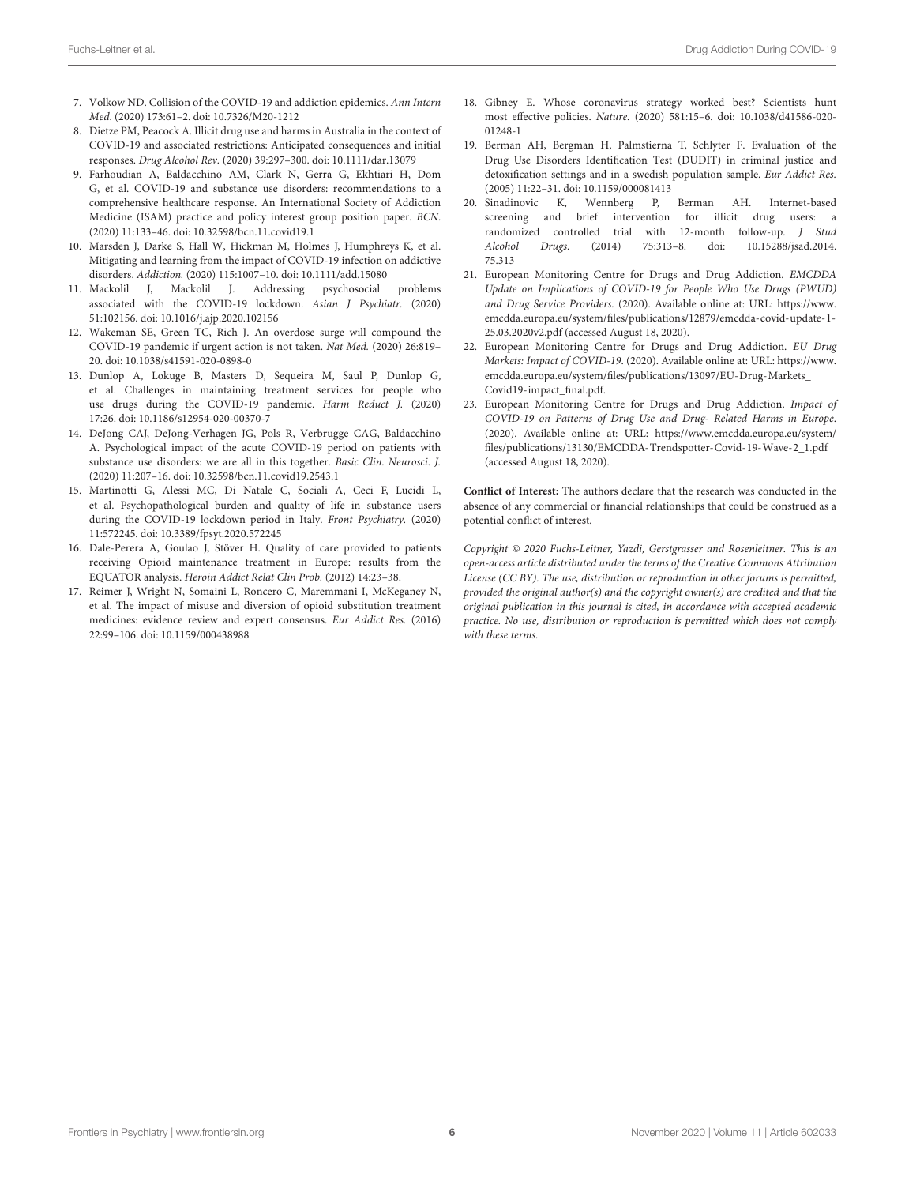7. Volkow ND. Collision of the COVID-19 and addiction epidemics. *Ann Intern Med*. (2020) 173:61–2. doi: 10.7326/M20-1212
8. Dietze PM, Peacock A. Illicit drug use and harms in Australia in the context of COVID-19 and associated restrictions: Anticipated consequences and initial responses. *Drug Alcohol Rev*. (2020) 39:297–300. doi: 10.1111/dar.13079
9. Farhoudian A, Baldacchino AM, Clark N, Gerra G, Ekhtiari H, Dom G, et al. COVID-19 and substance use disorders: recommendations to a comprehensive healthcare response. An International Society of Addiction Medicine (ISAM) practice and policy interest group position paper. *BCN*. (2020) 11:133–46. doi: 10.32598/bcn.11.covid19.1
10. Marsden J, Darke S, Hall W, Hickman M, Holmes J, Humphreys K, et al. Mitigating and learning from the impact of COVID-19 infection on addictive disorders. *Addiction*. (2020) 115:1007–10. doi: 10.1111/add.15080
11. Mackolil J, Mackolil J. Addressing psychosocial problems associated with the COVID-19 lockdown. *Asian J Psychiatr*. (2020) 51:102156. doi: 10.1016/j.ajp.2020.102156
12. Wakeman SE, Green TC, Rich J. An overdose surge will compound the COVID-19 pandemic if urgent action is not taken. *Nat Med*. (2020) 26:819–20. doi: 10.1038/s41591-020-0898-0
13. Dunlop A, Lokuge B, Masters D, Sequeira M, Saul P, Dunlop G, et al. Challenges in maintaining treatment services for people who use drugs during the COVID-19 pandemic. *Harm Reduct J*. (2020) 17:26. doi: 10.1186/s12954-020-00370-7
14. DeJong CAJ, DeJong-Verhagen JG, Pols R, Verbrugge CAG, Baldacchino A. Psychological impact of the acute COVID-19 period on patients with substance use disorders: we are all in this together. *Basic Clin. Neurosci. J*. (2020) 11:207–16. doi: 10.32598/bcn.11.covid19.2543.1
15. Martinotti G, Alessi MC, Di Natale C, Sociali A, Ceci F, Lucidi L, et al. Psychopathological burden and quality of life in substance users during the COVID-19 lockdown period in Italy. *Front Psychiatry*. (2020) 11:572245. doi: 10.3389/fpsyt.2020.572245
16. Dale-Perera A, Goulao J, Stöver H. Quality of care provided to patients receiving Opioid maintenance treatment in Europe: results from the EQUATOR analysis. *Heroin Addict Relat Clin Prob*. (2012) 14:23–38.
17. Reimer J, Wright N, Somaini L, Roncero C, Maremmani I, McKeganey N, et al. The impact of misuse and diversion of opioid substitution treatment medicines: evidence review and expert consensus. *Eur Addict Res*. (2016) 22:99–106. doi: 10.1159/000438988
18. Gibney E. Whose coronavirus strategy worked best? Scientists hunt most effective policies. *Nature*. (2020) 581:15–6. doi: 10.1038/d41586-020-01248-1
19. Berman AH, Bergman H, Palmstierna T, Schlyter F. Evaluation of the Drug Use Disorders Identification Test (DUDIT) in criminal justice and detoxification settings and in a swedish population sample. *Eur Addict Res*. (2005) 11:22–31. doi: 10.1159/000081413
20. Sinadinovic K, Wennberg P, Berman AH. Internet-based screening and brief intervention for illicit drug users: a randomized controlled trial with 12-month follow-up. *J Stud Alcohol Drugs*. (2014) 75:313–8. doi: 10.15288/jsad.2014.75.313
21. European Monitoring Centre for Drugs and Drug Addiction. *EMCDDA Update on Implications of COVID-19 for People Who Use Drugs (PWUD) and Drug Service Providers*. (2020). Available online at: URL: https://www.emcdda.europa.eu/system/files/publications/12879/emcdda-covid-update-1-25.03.2020v2.pdf (accessed August 18, 2020).
22. European Monitoring Centre for Drugs and Drug Addiction. *EU Drug Markets: Impact of COVID-19*. (2020). Available online at: URL: https://www.emcdda.europa.eu/system/files/publications/13097/EU-Drug-Markets_Covid19-impact_final.pdf.
23. European Monitoring Centre for Drugs and Drug Addiction. *Impact of COVID-19 on Patterns of Drug Use and Drug- Related Harms in Europe*. (2020). Available online at: URL: https://www.emcdda.europa.eu/system/files/publications/13130/EMCDDA-Trendspotter-Covid-19-Wave-2_1.pdf (accessed August 18, 2020).

**Conflict of Interest:** The authors declare that the research was conducted in the absence of any commercial or financial relationships that could be construed as a potential conflict of interest.

*Copyright © 2020 Fuchs-Leitner, Yazdi, Gerstgrasser and Rosenleitner. This is an open-access article distributed under the terms of the Creative Commons Attribution License (CC BY). The use, distribution or reproduction in other forums is permitted, provided the original author(s) and the copyright owner(s) are credited and that the original publication in this journal is cited, in accordance with accepted academic practice. No use, distribution or reproduction is permitted which does not comply with these terms.*